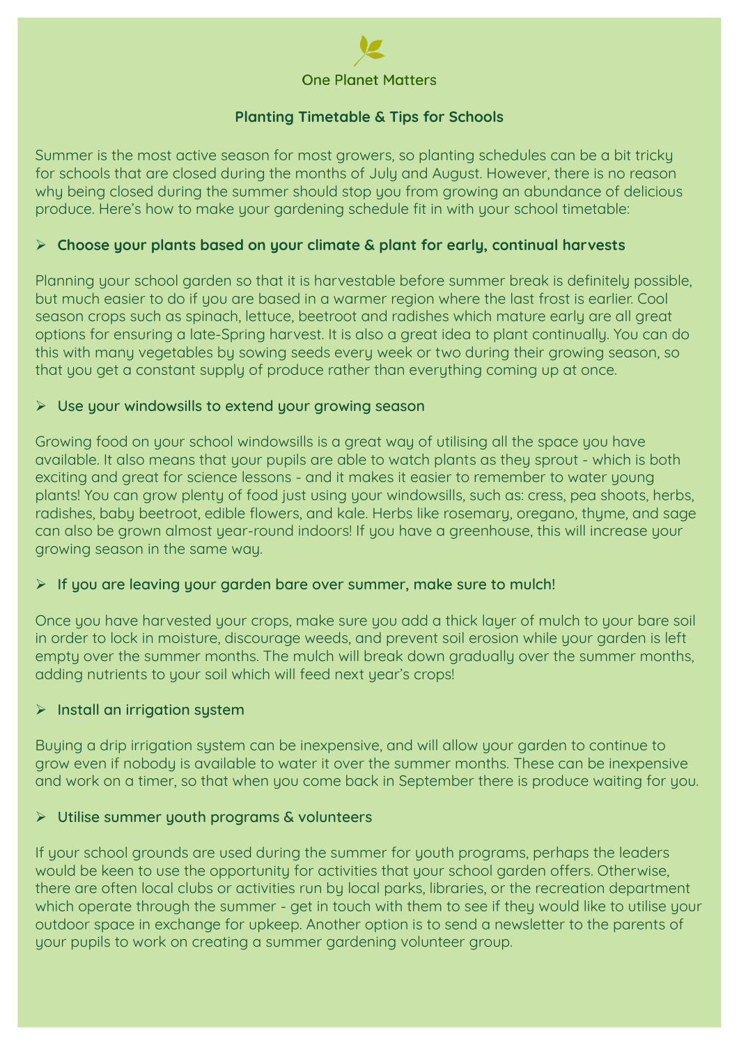One Planet Matters

# Planting Timetable & Tips for Schools

Summer is the most active season for most growers, so planting schedules can be a bit tricky for schools that are closed during the months of July and August. However, there is no reason why being closed during the summer should stop you from growing an abundance of delicious produce. Here's how to make your gardening schedule fit in with your school timetable:

## Choose your plants based on your climate & plant for early, continual harvests

Planning your school garden so that it is harvestable before summer break is definitely possible, but much easier to do if you are based in a warmer region where the last frost is earlier. Cool season crops such as spinach, lettuce, beetroot and radishes which mature early are all great options for ensuring a late-Spring harvest. It is also a great idea to plant continually. You can do this with many vegetables by sowing seeds every week or two during their growing season, so that you get a constant supply of produce rather than everything coming up at once.

## Use your windowsills to extend your growing season

Growing food on your school windowsills is a great way of utilising all the space you have available. It also means that your pupils are able to watch plants as they sprout - which is both exciting and great for science lessons - and it makes it easier to remember to water young plants! You can grow plenty of food just using your windowsills, such as: cress, pea shoots, herbs, radishes, baby beetroot, edible flowers, and kale. Herbs like rosemary, oregano, thyme, and sage can also be grown almost year-round indoors! If you have a greenhouse, this will increase your growing season in the same way.

## If you are leaving your garden bare over summer, make sure to mulch!

Once you have harvested your crops, make sure you add a thick layer of mulch to your bare soil in order to lock in moisture, discourage weeds, and prevent soil erosion while your garden is left empty over the summer months. The mulch will break down gradually over the summer months, adding nutrients to your soil which will feed next year's crops!

## Install an irrigation system

Buying a drip irrigation system can be inexpensive, and will allow your garden to continue to grow even if nobody is available to water it over the summer months. These can be inexpensive and work on a timer, so that when you come back in September there is produce waiting for you.

## Utilise summer youth programs & volunteers

If your school grounds are used during the summer for youth programs, perhaps the leaders would be keen to use the opportunity for activities that your school garden offers. Otherwise, there are often local clubs or activities run by local parks, libraries, or the recreation department which operate through the summer - get in touch with them to see if they would like to utilise your outdoor space in exchange for upkeep. Another option is to send a newsletter to the parents of your pupils to work on creating a summer gardening volunteer group.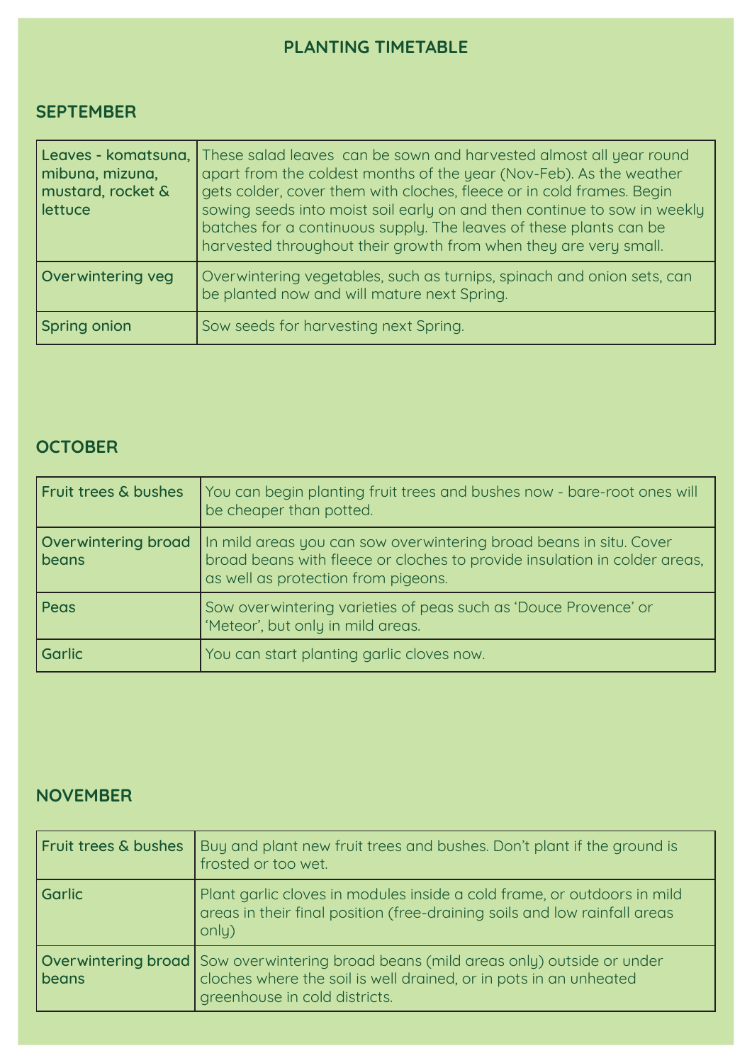# PLANTING TIMETABLE

## SEPTEMBER

| | |
|---|---|
| **Leaves - komatsuna, mibuna, mizuna, mustard, rocket & lettuce** | These salad leaves can be sown and harvested almost all year round apart from the coldest months of the year (Nov-Feb). As the weather gets colder, cover them with cloches, fleece or in cold frames. Begin sowing seeds into moist soil early on and then continue to sow in weekly batches for a continuous supply. The leaves of these plants can be harvested throughout their growth from when they are very small. |
| **Overwintering veg** | Overwintering vegetables, such as turnips, spinach and onion sets, can be planted now and will mature next Spring. |
| **Spring onion** | Sow seeds for harvesting next Spring. |

## OCTOBER

| | |
|---|---|
| **Fruit trees & bushes** | You can begin planting fruit trees and bushes now - bare-root ones will be cheaper than potted. |
| **Overwintering broad beans** | In mild areas you can sow overwintering broad beans in situ. Cover broad beans with fleece or cloches to provide insulation in colder areas, as well as protection from pigeons. |
| **Peas** | Sow overwintering varieties of peas such as 'Douce Provence' or 'Meteor', but only in mild areas. |
| **Garlic** | You can start planting garlic cloves now. |

## NOVEMBER

| | |
|---|---|
| **Fruit trees & bushes** | Buy and plant new fruit trees and bushes. Don't plant if the ground is frosted or too wet. |
| **Garlic** | Plant garlic cloves in modules inside a cold frame, or outdoors in mild areas in their final position (free-draining soils and low rainfall areas only) |
| **Overwintering broad beans** | Sow overwintering broad beans (mild areas only) outside or under cloches where the soil is well drained, or in pots in an unheated greenhouse in cold districts. |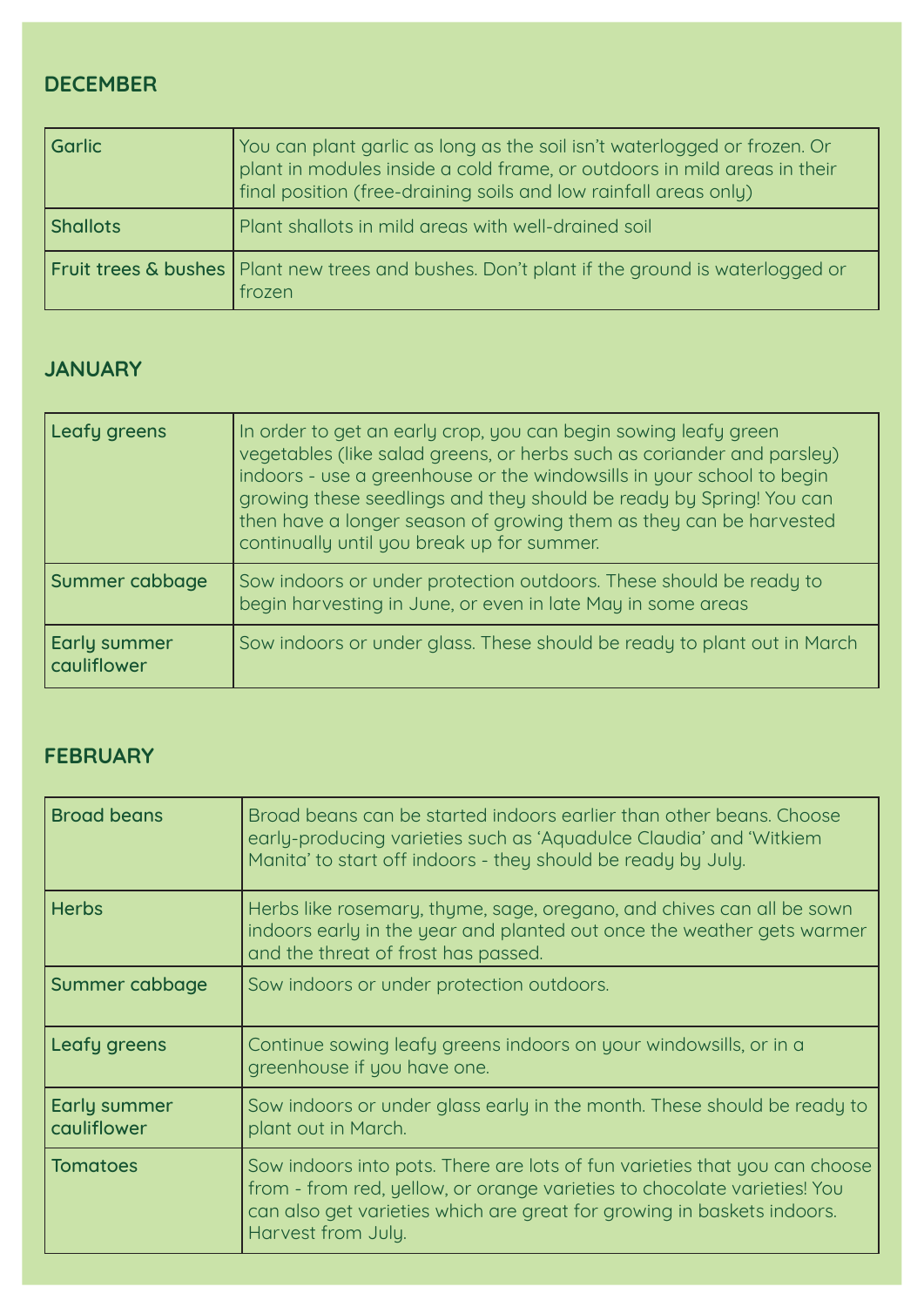## DECEMBER

| | |
|---|---|
| **Garlic** | You can plant garlic as long as the soil isn't waterlogged or frozen. Or plant in modules inside a cold frame, or outdoors in mild areas in their final position (free-draining soils and low rainfall areas only) |
| **Shallots** | Plant shallots in mild areas with well-drained soil |
| **Fruit trees & bushes** | Plant new trees and bushes. Don't plant if the ground is waterlogged or frozen |

## JANUARY

| | |
|---|---|
| **Leafy greens** | In order to get an early crop, you can begin sowing leafy green vegetables (like salad greens, or herbs such as coriander and parsley) indoors - use a greenhouse or the windowsills in your school to begin growing these seedlings and they should be ready by Spring! You can then have a longer season of growing them as they can be harvested continually until you break up for summer. |
| **Summer cabbage** | Sow indoors or under protection outdoors. These should be ready to begin harvesting in June, or even in late May in some areas |
| **Early summer cauliflower** | Sow indoors or under glass. These should be ready to plant out in March |

## FEBRUARY

| | |
|---|---|
| **Broad beans** | Broad beans can be started indoors earlier than other beans. Choose early-producing varieties such as 'Aquadulce Claudia' and 'Witkiem Manita' to start off indoors - they should be ready by July. |
| **Herbs** | Herbs like rosemary, thyme, sage, oregano, and chives can all be sown indoors early in the year and planted out once the weather gets warmer and the threat of frost has passed. |
| **Summer cabbage** | Sow indoors or under protection outdoors. |
| **Leafy greens** | Continue sowing leafy greens indoors on your windowsills, or in a greenhouse if you have one. |
| **Early summer cauliflower** | Sow indoors or under glass early in the month. These should be ready to plant out in March. |
| **Tomatoes** | Sow indoors into pots. There are lots of fun varieties that you can choose from - from red, yellow, or orange varieties to chocolate varieties! You can also get varieties which are great for growing in baskets indoors. Harvest from July. |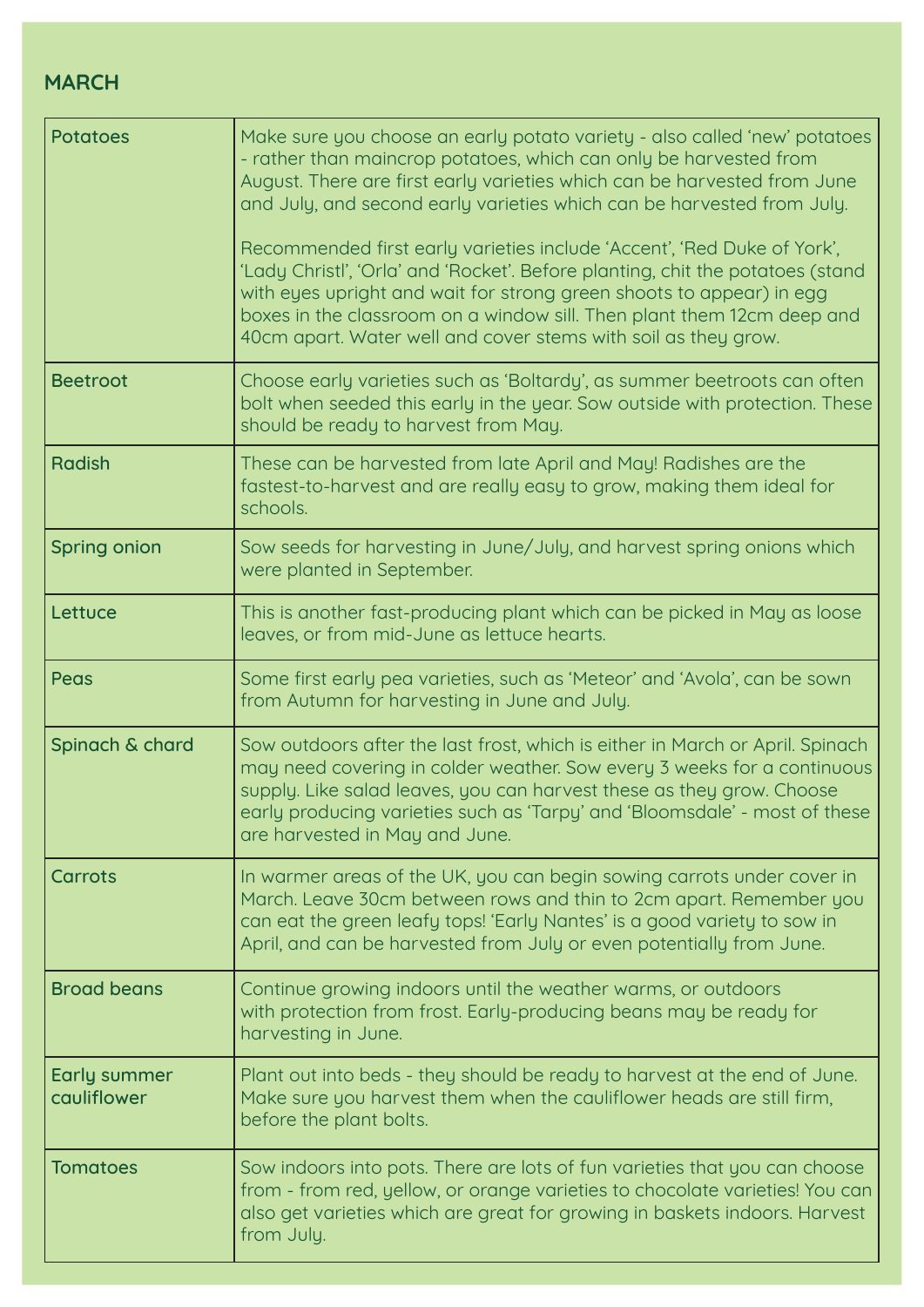## MARCH

| | |
|---|---|
| Potatoes | Make sure you choose an early potato variety - also called ‘new’ potatoes - rather than maincrop potatoes, which can only be harvested from August. There are first early varieties which can be harvested from June and July, and second early varieties which can be harvested from July.<br><br>Recommended first early varieties include ‘Accent’, ‘Red Duke of York’, ‘Lady Christl’, ‘Orla’ and ‘Rocket’. Before planting, chit the potatoes (stand with eyes upright and wait for strong green shoots to appear) in egg boxes in the classroom on a window sill. Then plant them 12cm deep and 40cm apart. Water well and cover stems with soil as they grow. |
| Beetroot | Choose early varieties such as ‘Boltardy’, as summer beetroots can often bolt when seeded this early in the year. Sow outside with protection. These should be ready to harvest from May. |
| Radish | These can be harvested from late April and May! Radishes are the fastest-to-harvest and are really easy to grow, making them ideal for schools. |
| Spring onion | Sow seeds for harvesting in June/July, and harvest spring onions which were planted in September. |
| Lettuce | This is another fast-producing plant which can be picked in May as loose leaves, or from mid-June as lettuce hearts. |
| Peas | Some first early pea varieties, such as ‘Meteor’ and ‘Avola’, can be sown from Autumn for harvesting in June and July. |
| Spinach & chard | Sow outdoors after the last frost, which is either in March or April. Spinach may need covering in colder weather. Sow every 3 weeks for a continuous supply. Like salad leaves, you can harvest these as they grow. Choose early producing varieties such as ‘Tarpy’ and ‘Bloomsdale’ - most of these are harvested in May and June. |
| Carrots | In warmer areas of the UK, you can begin sowing carrots under cover in March. Leave 30cm between rows and thin to 2cm apart. Remember you can eat the green leafy tops! ‘Early Nantes’ is a good variety to sow in April, and can be harvested from July or even potentially from June. |
| Broad beans | Continue growing indoors until the weather warms, or outdoors with protection from frost. Early-producing beans may be ready for harvesting in June. |
| Early summer cauliflower | Plant out into beds - they should be ready to harvest at the end of June. Make sure you harvest them when the cauliflower heads are still firm, before the plant bolts. |
| Tomatoes | Sow indoors into pots. There are lots of fun varieties that you can choose from - from red, yellow, or orange varieties to chocolate varieties! You can also get varieties which are great for growing in baskets indoors. Harvest from July. |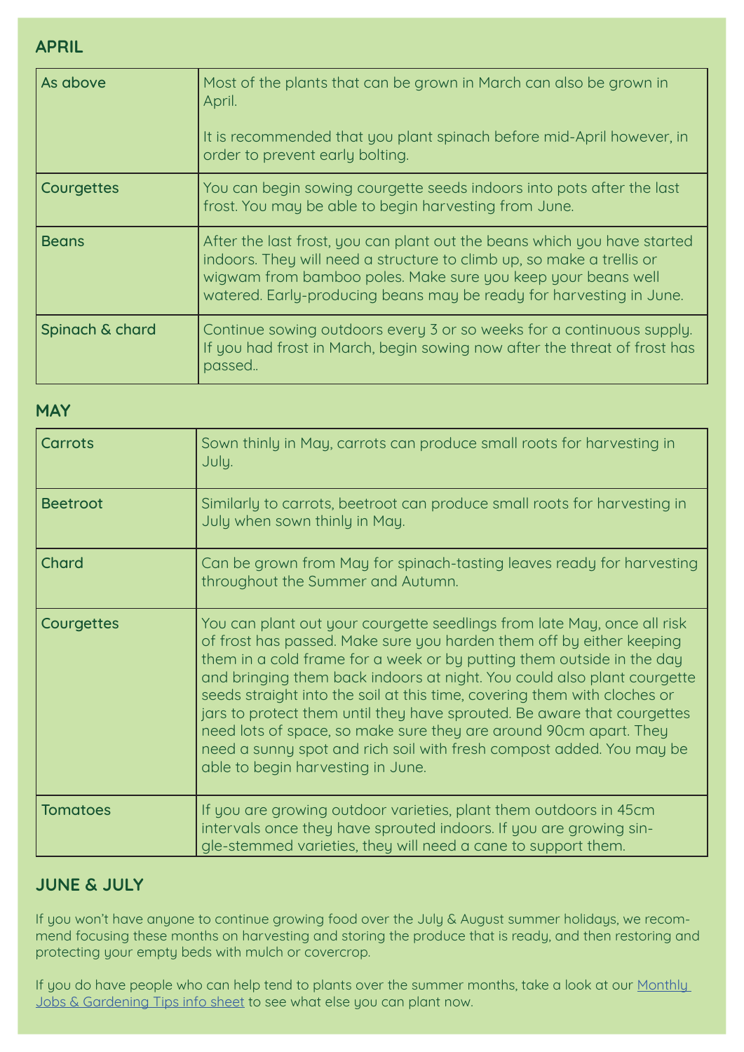## APRIL

| | |
|---|---|
| **As above** | Most of the plants that can be grown in March can also be grown in April.<br><br>It is recommended that you plant spinach before mid-April however, in order to prevent early bolting. |
| **Courgettes** | You can begin sowing courgette seeds indoors into pots after the last frost. You may be able to begin harvesting from June. |
| **Beans** | After the last frost, you can plant out the beans which you have started indoors. They will need a structure to climb up, so make a trellis or wigwam from bamboo poles. Make sure you keep your beans well watered. Early-producing beans may be ready for harvesting in June. |
| **Spinach & chard** | Continue sowing outdoors every 3 or so weeks for a continuous supply. If you had frost in March, begin sowing now after the threat of frost has passed.. |

## MAY

| | |
|---|---|
| **Carrots** | Sown thinly in May, carrots can produce small roots for harvesting in July. |
| **Beetroot** | Similarly to carrots, beetroot can produce small roots for harvesting in July when sown thinly in May. |
| **Chard** | Can be grown from May for spinach-tasting leaves ready for harvesting throughout the Summer and Autumn. |
| **Courgettes** | You can plant out your courgette seedlings from late May, once all risk of frost has passed. Make sure you harden them off by either keeping them in a cold frame for a week or by putting them outside in the day and bringing them back indoors at night. You could also plant courgette seeds straight into the soil at this time, covering them with cloches or jars to protect them until they have sprouted. Be aware that courgettes need lots of space, so make sure they are around 90cm apart. They need a sunny spot and rich soil with fresh compost added. You may be able to begin harvesting in June. |
| **Tomatoes** | If you are growing outdoor varieties, plant them outdoors in 45cm intervals once they have sprouted indoors. If you are growing single-stemmed varieties, they will need a cane to support them. |

## JUNE & JULY

If you won't have anyone to continue growing food over the July & August summer holidays, we recommend focusing these months on harvesting and storing the produce that is ready, and then restoring and protecting your empty beds with mulch or covercrop.

If you do have people who can help tend to plants over the summer months, take a look at our Monthly Jobs & Gardening Tips info sheet to see what else you can plant now.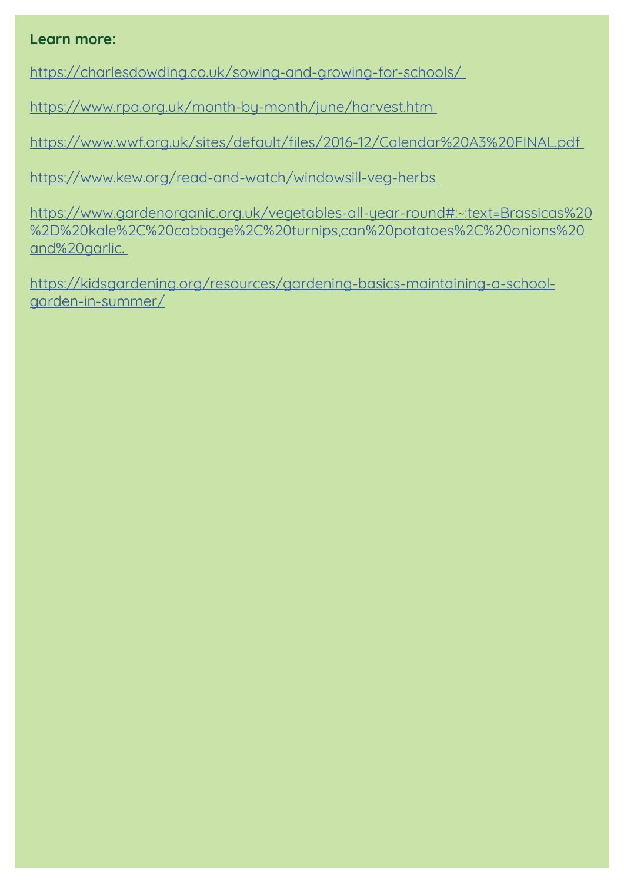**Learn more:**

https://charlesdowding.co.uk/sowing-and-growing-for-schools/

https://www.rpa.org.uk/month-by-month/june/harvest.htm

https://www.wwf.org.uk/sites/default/files/2016-12/Calendar%20A3%20FINAL.pdf

https://www.kew.org/read-and-watch/windowsill-veg-herbs

https://www.gardenorganic.org.uk/vegetables-all-year-round#:~:text=Brassicas%20%2D%20kale%2C%20cabbage%2C%20turnips,can%20potatoes%2C%20onions%20and%20garlic.

https://kidsgardening.org/resources/gardening-basics-maintaining-a-school-garden-in-summer/